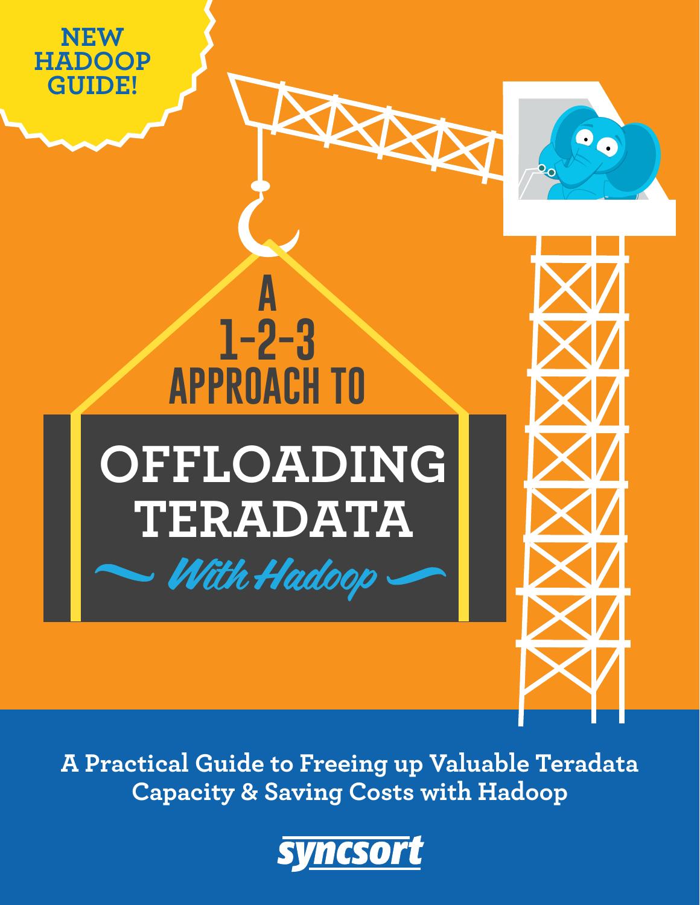NEW HADOOP GUIDE!

# A 1-2-3 APPROACH TO OFFLOADING TERADATA

*With Hadoop*

**A Practical Guide to Freeing up Valuable Teradata Capacity & Saving Costs with Hadoop**

syncsort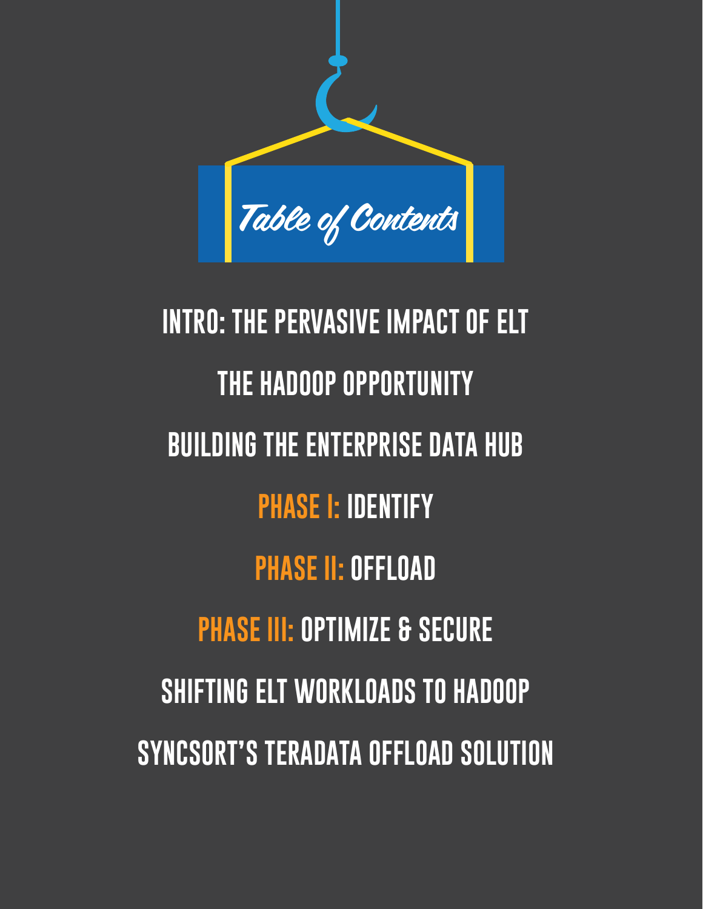# Table of Contents

- INTRO: THE PERVASIVE IMPACT OF ELT
- THE HADOOP OPPORTUNITY
- BUILDING THE ENTERPRISE DATA HUB
- PHASE I: IDENTIFY
- PHASE II: OFFLOAD
- PHASE III: OPTIMIZE & SECURE
- SHIFTING ELT WORKLOADS TO HADOOP
- SYNCSORT'S TERADATA OFFLOAD SOLUTION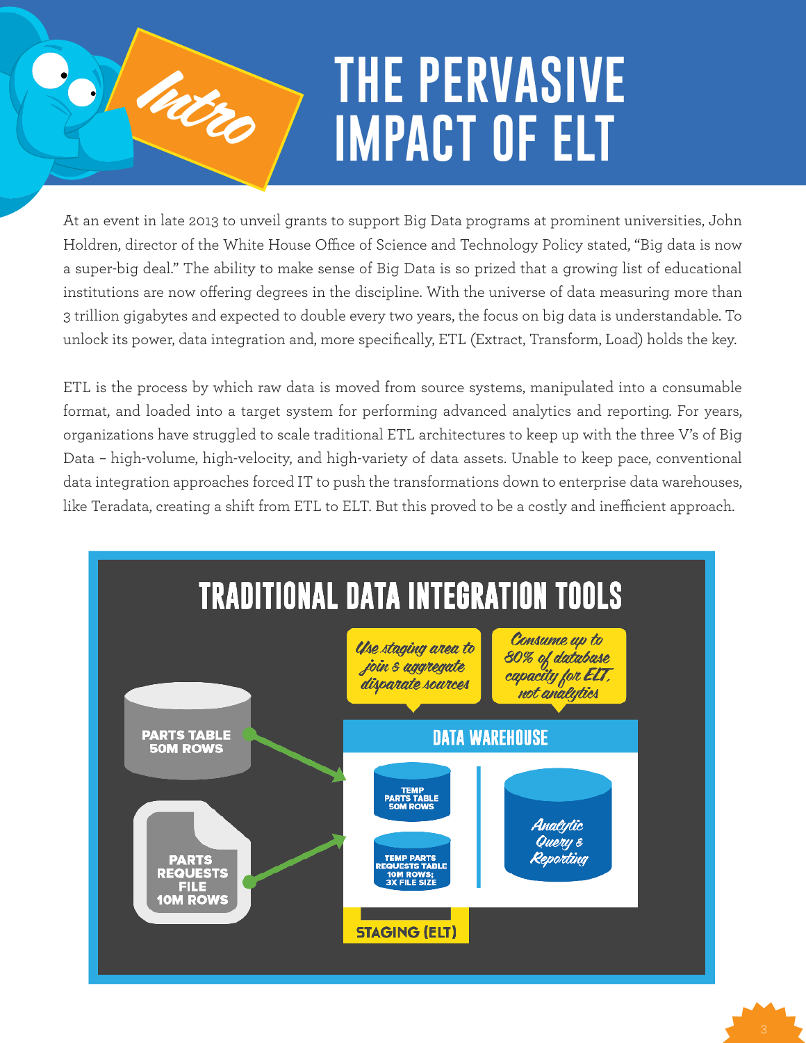# THE PERVASIVE IMPACT OF ELT

*Intro*

At an event in late 2013 to unveil grants to support Big Data programs at prominent universities, John Holdren, director of the White House Office of Science and Technology Policy stated, "Big data is now a super-big deal." The ability to make sense of Big Data is so prized that a growing list of educational institutions are now offering degrees in the discipline. With the universe of data measuring more than 3 trillion gigabytes and expected to double every two years, the focus on big data is understandable. To unlock its power, data integration and, more specifically, ETL (Extract, Transform, Load) holds the key.

ETL is the process by which raw data is moved from source systems, manipulated into a consumable format, and loaded into a target system for performing advanced analytics and reporting. For years, organizations have struggled to scale traditional ETL architectures to keep up with the three V's of Big Data – high-volume, high-velocity, and high-variety of data assets. Unable to keep pace, conventional data integration approaches forced IT to push the transformations down to enterprise data warehouses, like Teradata, creating a shift from ETL to ELT. But this proved to be a costly and inefficient approach.

## TRADITIONAL DATA INTEGRATION TOOLS

*Use staging area to join & aggregate disparate sources*

*Consume up to 80% of database capacity for ELT, not analytics*

PARTS TABLE 50M ROWS

PARTS REQUESTS FILE 10M ROWS

DATA WAREHOUSE

TEMP PARTS TABLE 50M ROWS

TEMP PARTS REQUESTS TABLE 10M ROWS; 3X FILE SIZE

*Analytic Query & Reporting*

STAGING (ELT)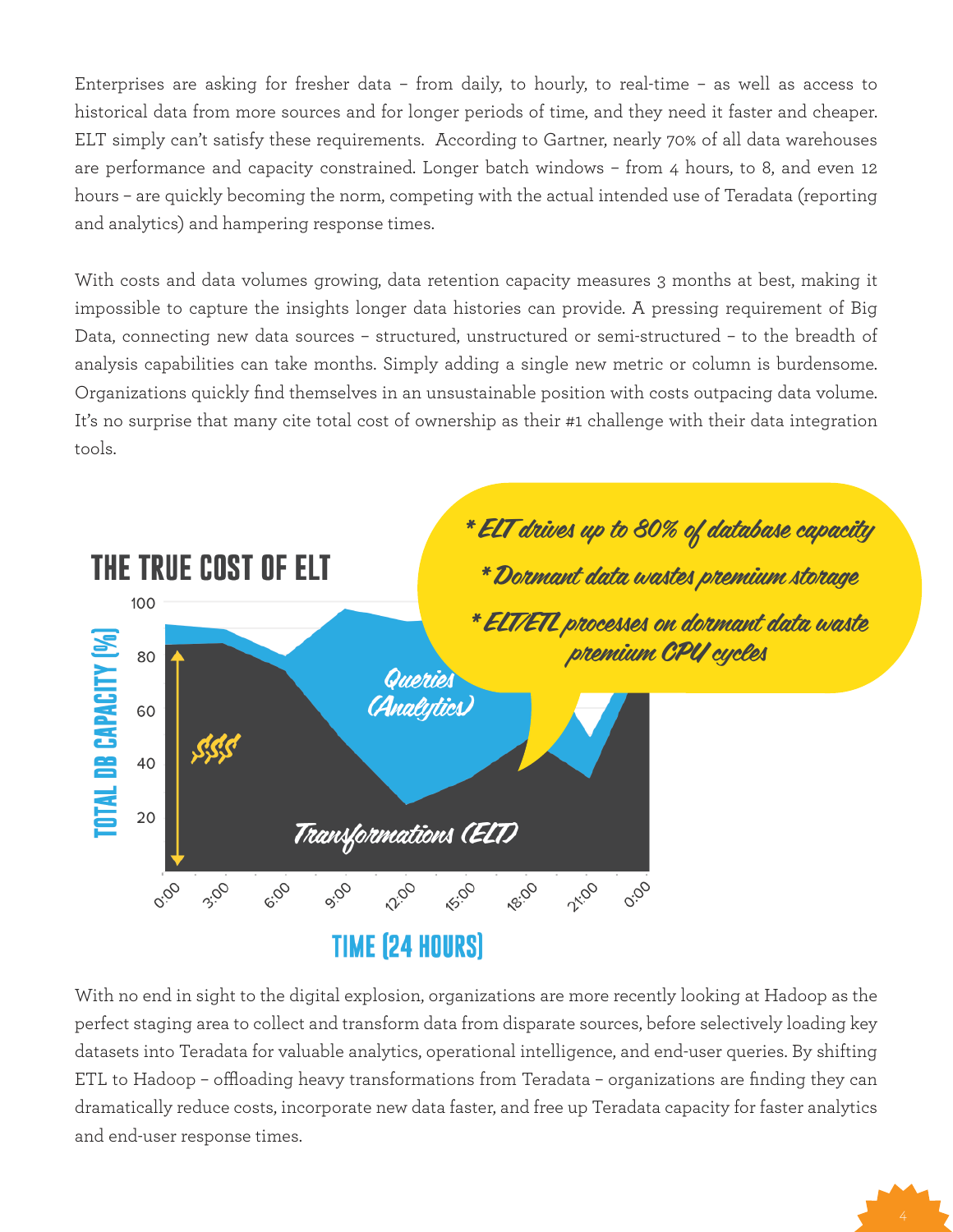Enterprises are asking for fresher data – from daily, to hourly, to real-time – as well as access to historical data from more sources and for longer periods of time, and they need it faster and cheaper. ELT simply can't satisfy these requirements. According to Gartner, nearly 70% of all data warehouses are performance and capacity constrained. Longer batch windows – from 4 hours, to 8, and even 12 hours – are quickly becoming the norm, competing with the actual intended use of Teradata (reporting and analytics) and hampering response times.

With costs and data volumes growing, data retention capacity measures 3 months at best, making it impossible to capture the insights longer data histories can provide. A pressing requirement of Big Data, connecting new data sources – structured, unstructured or semi-structured – to the breadth of analysis capabilities can take months. Simply adding a single new metric or column is burdensome. Organizations quickly find themselves in an unsustainable position with costs outpacing data volume. It's no surprise that many cite total cost of ownership as their #1 challenge with their data integration tools.

## THE TRUE COST OF ELT

- * ELT drives up to 80% of database capacity
- * Dormant data wastes premium storage
- * ELT/ETL processes on dormant data waste premium CPU cycles

With no end in sight to the digital explosion, organizations are more recently looking at Hadoop as the perfect staging area to collect and transform data from disparate sources, before selectively loading key datasets into Teradata for valuable analytics, operational intelligence, and end-user queries. By shifting ETL to Hadoop – offloading heavy transformations from Teradata – organizations are finding they can dramatically reduce costs, incorporate new data faster, and free up Teradata capacity for faster analytics and end-user response times.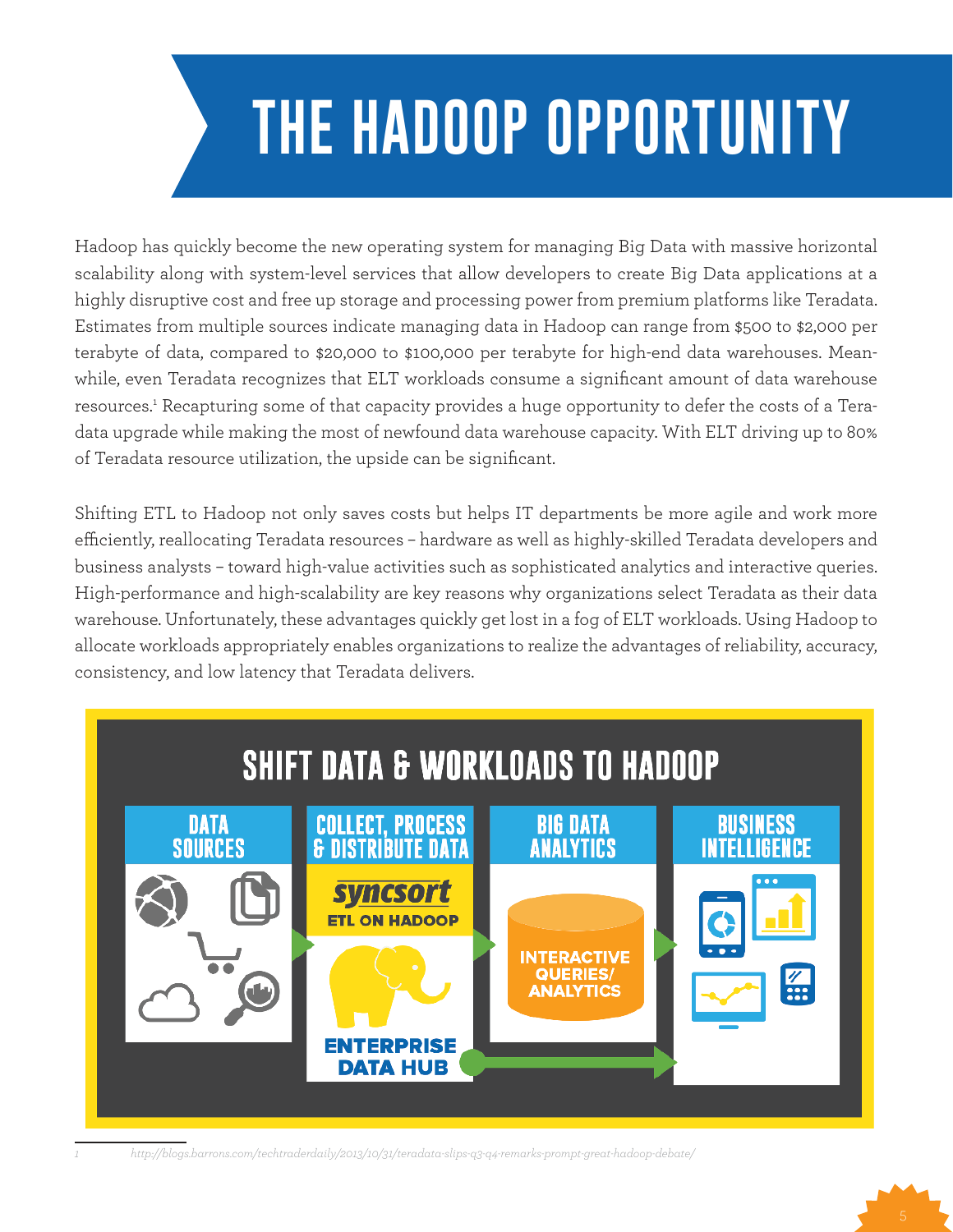# THE HADOOP OPPORTUNITY

Hadoop has quickly become the new operating system for managing Big Data with massive horizontal scalability along with system-level services that allow developers to create Big Data applications at a highly disruptive cost and free up storage and processing power from premium platforms like Teradata. Estimates from multiple sources indicate managing data in Hadoop can range from $500 to $2,000 per terabyte of data, compared to $20,000 to $100,000 per terabyte for high-end data warehouses. Meanwhile, even Teradata recognizes that ELT workloads consume a significant amount of data warehouse resources.[1] Recapturing some of that capacity provides a huge opportunity to defer the costs of a Teradata upgrade while making the most of newfound data warehouse capacity. With ELT driving up to 80% of Teradata resource utilization, the upside can be significant.

Shifting ETL to Hadoop not only saves costs but helps IT departments be more agile and work more efficiently, reallocating Teradata resources – hardware as well as highly-skilled Teradata developers and business analysts – toward high-value activities such as sophisticated analytics and interactive queries. High-performance and high-scalability are key reasons why organizations select Teradata as their data warehouse. Unfortunately, these advantages quickly get lost in a fog of ELT workloads. Using Hadoop to allocate workloads appropriately enables organizations to realize the advantages of reliability, accuracy, consistency, and low latency that Teradata delivers.

## SHIFT DATA & WORKLOADS TO HADOOP

- **DATA SOURCES**
- **COLLECT, PROCESS & DISTRIBUTE DATA** — syncsort ETL ON HADOOP; ENTERPRISE DATA HUB
- **BIG DATA ANALYTICS** — INTERACTIVE QUERIES/ ANALYTICS
- **BUSINESS INTELLIGENCE**

---

1 http://blogs.barrons.com/techtraderdaily/2013/10/31/teradata-slips-q3-q4-remarks-prompt-great-hadoop-debate/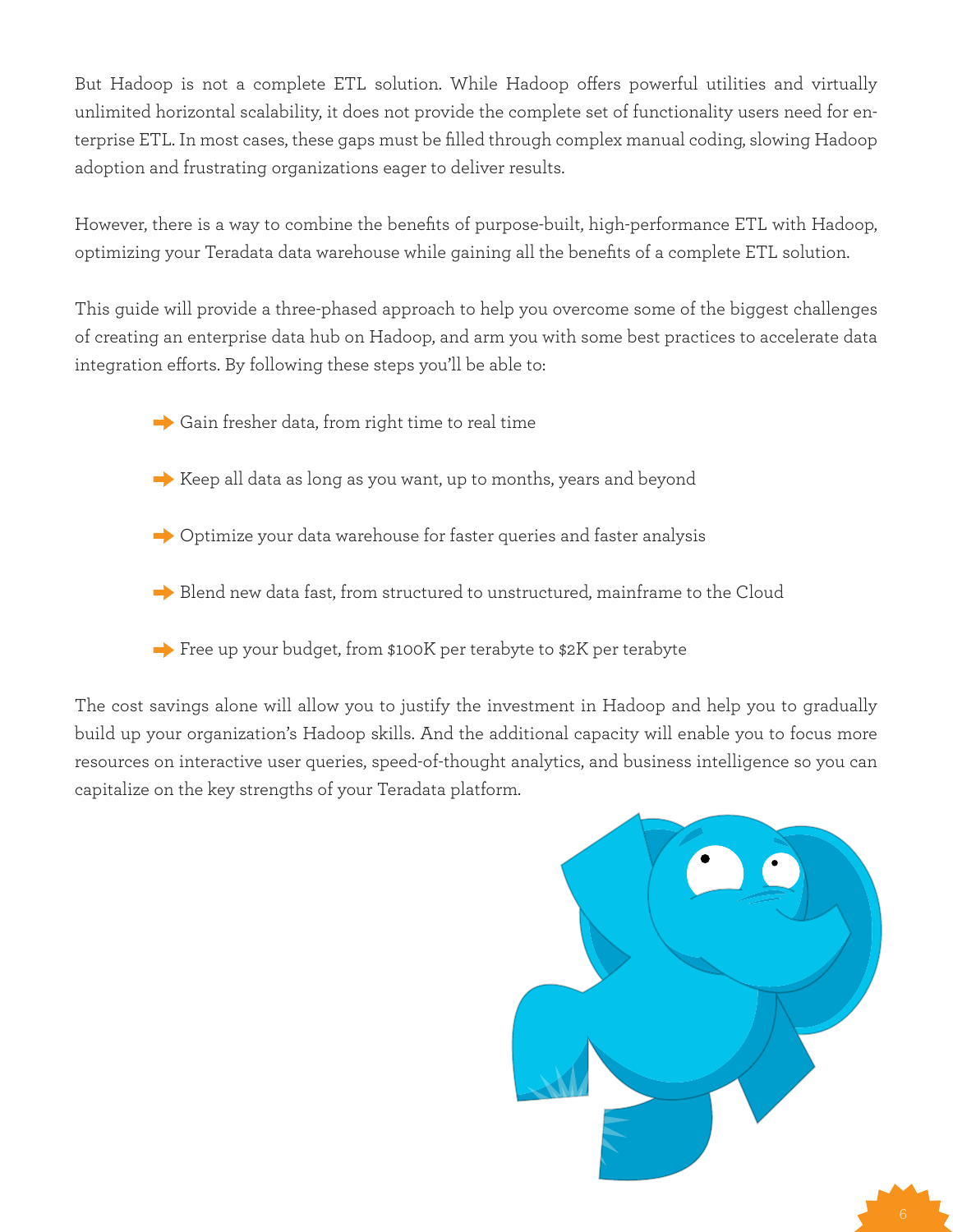But Hadoop is not a complete ETL solution. While Hadoop offers powerful utilities and virtually unlimited horizontal scalability, it does not provide the complete set of functionality users need for enterprise ETL. In most cases, these gaps must be filled through complex manual coding, slowing Hadoop adoption and frustrating organizations eager to deliver results.

However, there is a way to combine the benefits of purpose-built, high-performance ETL with Hadoop, optimizing your Teradata data warehouse while gaining all the benefits of a complete ETL solution.

This guide will provide a three-phased approach to help you overcome some of the biggest challenges of creating an enterprise data hub on Hadoop, and arm you with some best practices to accelerate data integration efforts. By following these steps you'll be able to:

- Gain fresher data, from right time to real time
- Keep all data as long as you want, up to months, years and beyond
- Optimize your data warehouse for faster queries and faster analysis
- Blend new data fast, from structured to unstructured, mainframe to the Cloud
- Free up your budget, from $100K per terabyte to $2K per terabyte

The cost savings alone will allow you to justify the investment in Hadoop and help you to gradually build up your organization's Hadoop skills. And the additional capacity will enable you to focus more resources on interactive user queries, speed-of-thought analytics, and business intelligence so you can capitalize on the key strengths of your Teradata platform.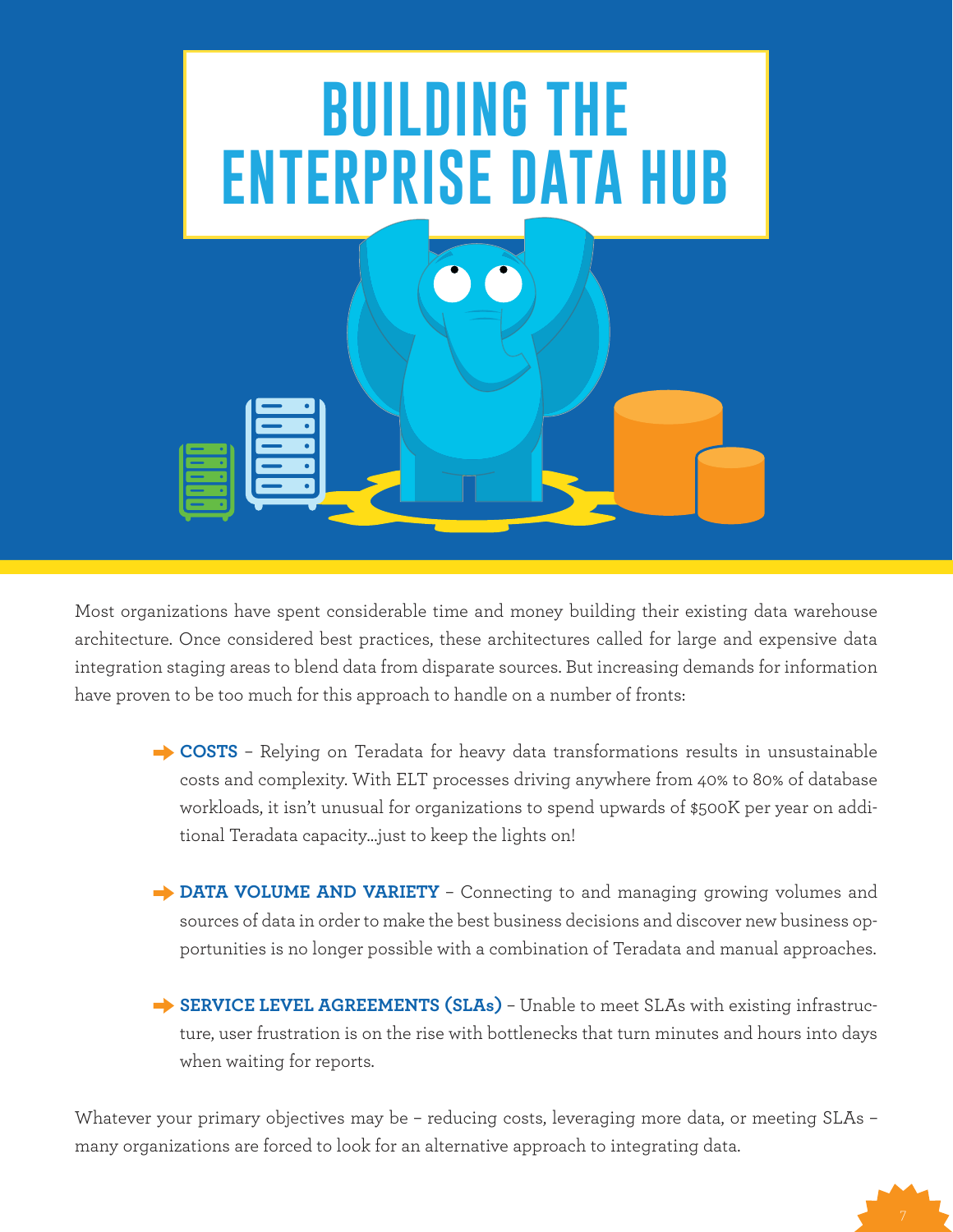# BUILDING THE ENTERPRISE DATA HUB

Most organizations have spent considerable time and money building their existing data warehouse architecture. Once considered best practices, these architectures called for large and expensive data integration staging areas to blend data from disparate sources. But increasing demands for information have proven to be too much for this approach to handle on a number of fronts:

- **COSTS** – Relying on Teradata for heavy data transformations results in unsustainable costs and complexity. With ELT processes driving anywhere from 40% to 80% of database workloads, it isn't unusual for organizations to spend upwards of $500K per year on additional Teradata capacity…just to keep the lights on!

- **DATA VOLUME AND VARIETY** – Connecting to and managing growing volumes and sources of data in order to make the best business decisions and discover new business opportunities is no longer possible with a combination of Teradata and manual approaches.

- **SERVICE LEVEL AGREEMENTS (SLAs)** – Unable to meet SLAs with existing infrastructure, user frustration is on the rise with bottlenecks that turn minutes and hours into days when waiting for reports.

Whatever your primary objectives may be – reducing costs, leveraging more data, or meeting SLAs – many organizations are forced to look for an alternative approach to integrating data.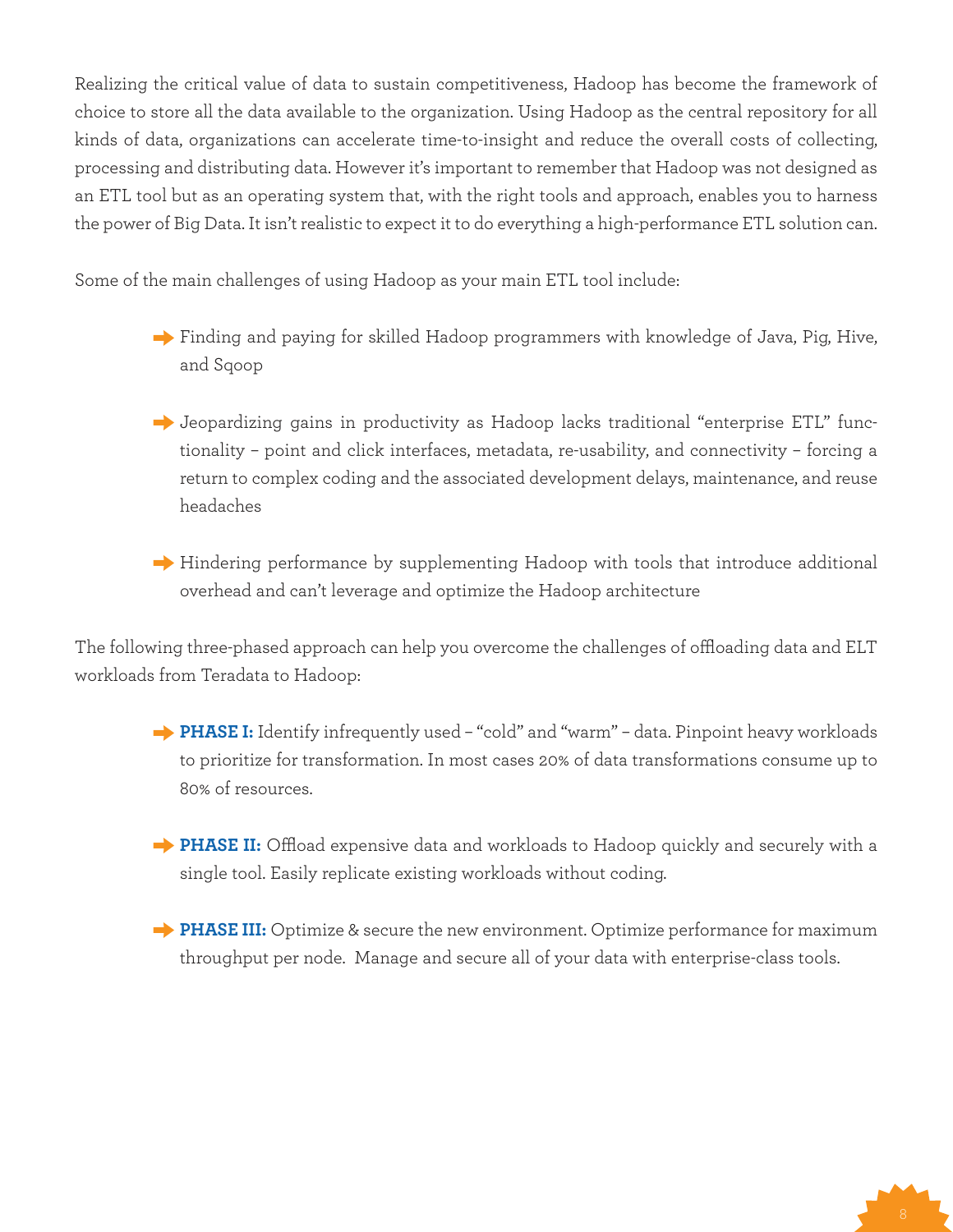Realizing the critical value of data to sustain competitiveness, Hadoop has become the framework of choice to store all the data available to the organization. Using Hadoop as the central repository for all kinds of data, organizations can accelerate time-to-insight and reduce the overall costs of collecting, processing and distributing data. However it's important to remember that Hadoop was not designed as an ETL tool but as an operating system that, with the right tools and approach, enables you to harness the power of Big Data. It isn't realistic to expect it to do everything a high-performance ETL solution can.

Some of the main challenges of using Hadoop as your main ETL tool include:

- Finding and paying for skilled Hadoop programmers with knowledge of Java, Pig, Hive, and Sqoop
- Jeopardizing gains in productivity as Hadoop lacks traditional "enterprise ETL" functionality – point and click interfaces, metadata, re-usability, and connectivity – forcing a return to complex coding and the associated development delays, maintenance, and reuse headaches
- Hindering performance by supplementing Hadoop with tools that introduce additional overhead and can't leverage and optimize the Hadoop architecture

The following three-phased approach can help you overcome the challenges of offloading data and ELT workloads from Teradata to Hadoop:

- **PHASE I:** Identify infrequently used – "cold" and "warm" – data. Pinpoint heavy workloads to prioritize for transformation. In most cases 20% of data transformations consume up to 80% of resources.
- **PHASE II:** Offload expensive data and workloads to Hadoop quickly and securely with a single tool. Easily replicate existing workloads without coding.
- **PHASE III:** Optimize & secure the new environment. Optimize performance for maximum throughput per node. Manage and secure all of your data with enterprise-class tools.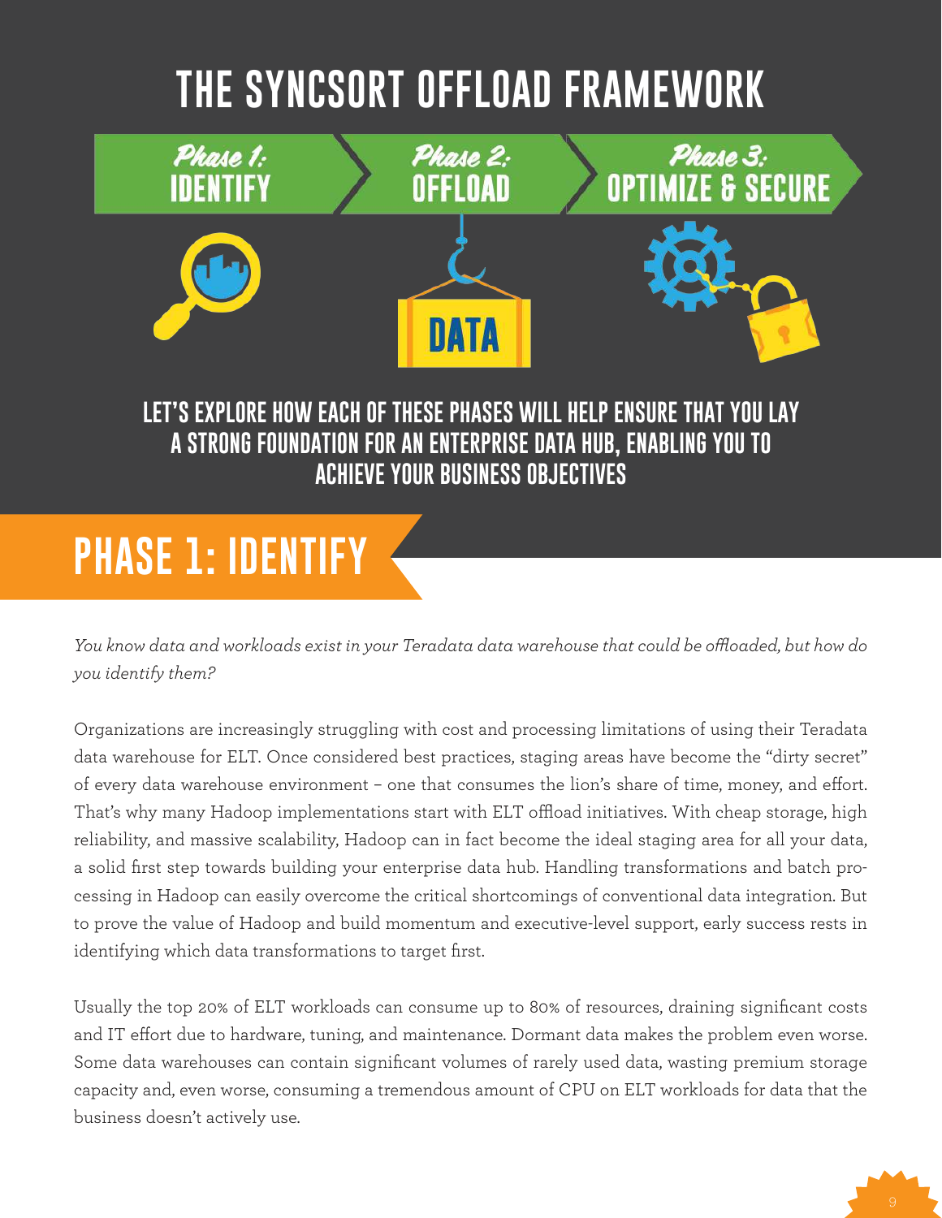# THE SYNCSORT OFFLOAD FRAMEWORK

**Phase 1:** IDENTIFY

**Phase 2:** OFFLOAD

**Phase 3:** OPTIMIZE & SECURE

DATA

**LET'S EXPLORE HOW EACH OF THESE PHASES WILL HELP ENSURE THAT YOU LAY A STRONG FOUNDATION FOR AN ENTERPRISE DATA HUB, ENABLING YOU TO ACHIEVE YOUR BUSINESS OBJECTIVES**

## PHASE 1: IDENTIFY

*You know data and workloads exist in your Teradata data warehouse that could be offloaded, but how do you identify them?*

Organizations are increasingly struggling with cost and processing limitations of using their Teradata data warehouse for ELT. Once considered best practices, staging areas have become the "dirty secret" of every data warehouse environment – one that consumes the lion's share of time, money, and effort. That's why many Hadoop implementations start with ELT offload initiatives. With cheap storage, high reliability, and massive scalability, Hadoop can in fact become the ideal staging area for all your data, a solid first step towards building your enterprise data hub. Handling transformations and batch processing in Hadoop can easily overcome the critical shortcomings of conventional data integration. But to prove the value of Hadoop and build momentum and executive-level support, early success rests in identifying which data transformations to target first.

Usually the top 20% of ELT workloads can consume up to 80% of resources, draining significant costs and IT effort due to hardware, tuning, and maintenance. Dormant data makes the problem even worse. Some data warehouses can contain significant volumes of rarely used data, wasting premium storage capacity and, even worse, consuming a tremendous amount of CPU on ELT workloads for data that the business doesn't actively use.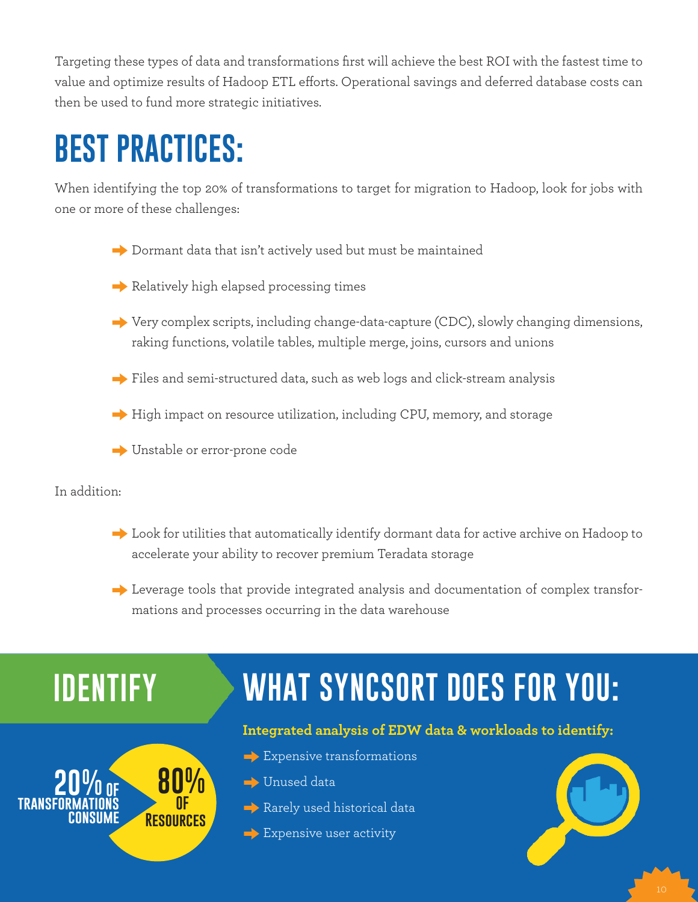Targeting these types of data and transformations first will achieve the best ROI with the fastest time to value and optimize results of Hadoop ETL efforts. Operational savings and deferred database costs can then be used to fund more strategic initiatives.

# BEST PRACTICES:

When identifying the top 20% of transformations to target for migration to Hadoop, look for jobs with one or more of these challenges:

- Dormant data that isn't actively used but must be maintained
- Relatively high elapsed processing times
- Very complex scripts, including change-data-capture (CDC), slowly changing dimensions, raking functions, volatile tables, multiple merge, joins, cursors and unions
- Files and semi-structured data, such as web logs and click-stream analysis
- High impact on resource utilization, including CPU, memory, and storage
- Unstable or error-prone code

In addition:

- Look for utilities that automatically identify dormant data for active archive on Hadoop to accelerate your ability to recover premium Teradata storage
- Leverage tools that provide integrated analysis and documentation of complex transformations and processes occurring in the data warehouse

## IDENTIFY

20% OF TRANSFORMATIONS CONSUME 80% OF RESOURCES

## WHAT SYNCSORT DOES FOR YOU:

**Integrated analysis of EDW data & workloads to identify:**

- Expensive transformations
- Unused data
- Rarely used historical data
- Expensive user activity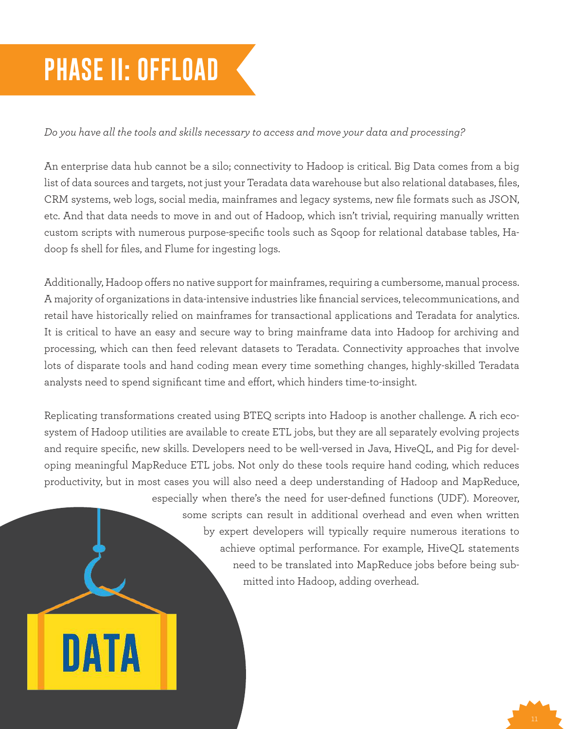# PHASE II: OFFLOAD

*Do you have all the tools and skills necessary to access and move your data and processing?*

An enterprise data hub cannot be a silo; connectivity to Hadoop is critical. Big Data comes from a big list of data sources and targets, not just your Teradata data warehouse but also relational databases, files, CRM systems, web logs, social media, mainframes and legacy systems, new file formats such as JSON, etc. And that data needs to move in and out of Hadoop, which isn't trivial, requiring manually written custom scripts with numerous purpose-specific tools such as Sqoop for relational database tables, Hadoop fs shell for files, and Flume for ingesting logs.

Additionally, Hadoop offers no native support for mainframes, requiring a cumbersome, manual process. A majority of organizations in data-intensive industries like financial services, telecommunications, and retail have historically relied on mainframes for transactional applications and Teradata for analytics. It is critical to have an easy and secure way to bring mainframe data into Hadoop for archiving and processing, which can then feed relevant datasets to Teradata. Connectivity approaches that involve lots of disparate tools and hand coding mean every time something changes, highly-skilled Teradata analysts need to spend significant time and effort, which hinders time-to-insight.

Replicating transformations created using BTEQ scripts into Hadoop is another challenge. A rich ecosystem of Hadoop utilities are available to create ETL jobs, but they are all separately evolving projects and require specific, new skills. Developers need to be well-versed in Java, HiveQL, and Pig for developing meaningful MapReduce ETL jobs. Not only do these tools require hand coding, which reduces productivity, but in most cases you will also need a deep understanding of Hadoop and MapReduce, especially when there's the need for user-defined functions (UDF). Moreover, some scripts can result in additional overhead and even when written by expert developers will typically require numerous iterations to achieve optimal performance. For example, HiveQL statements need to be translated into MapReduce jobs before being submitted into Hadoop, adding overhead.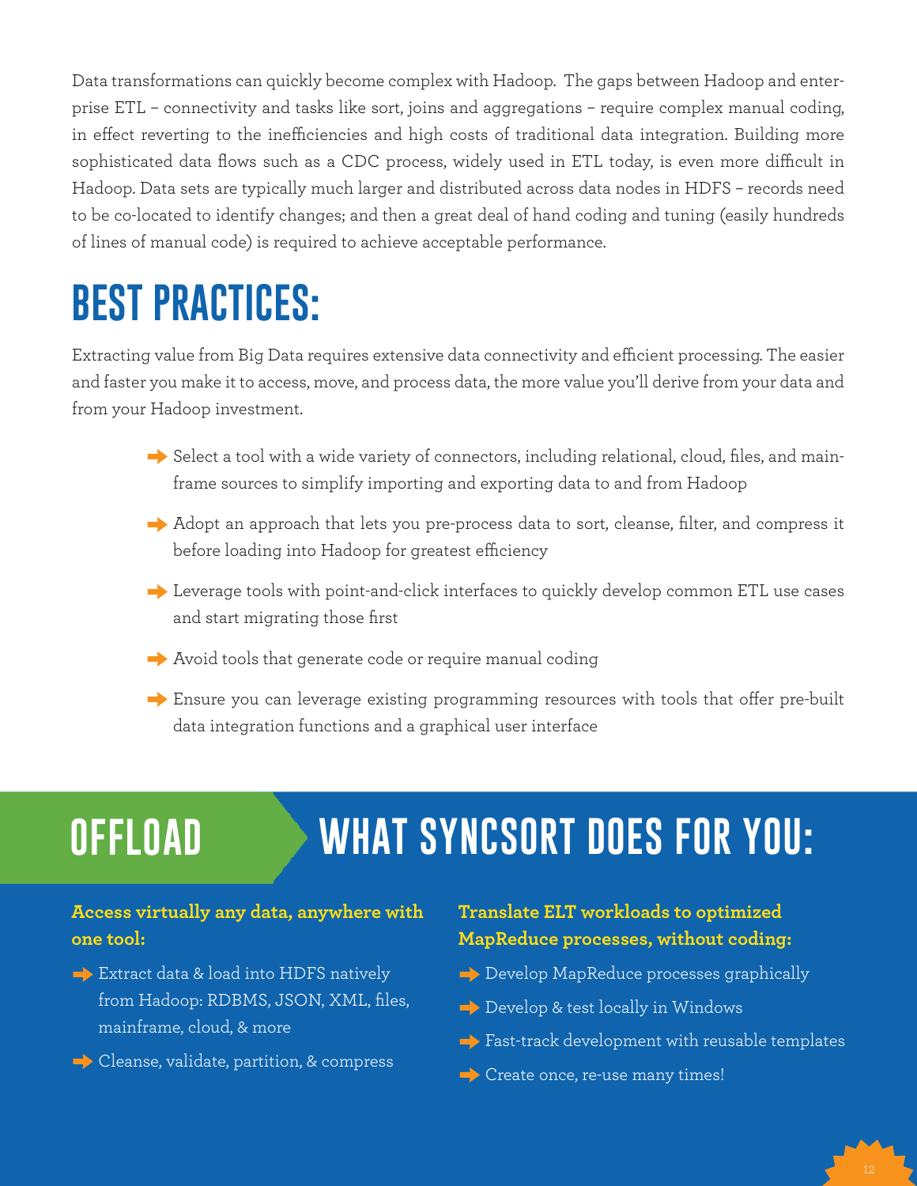Data transformations can quickly become complex with Hadoop. The gaps between Hadoop and enterprise ETL – connectivity and tasks like sort, joins and aggregations – require complex manual coding, in effect reverting to the inefficiencies and high costs of traditional data integration. Building more sophisticated data flows such as a CDC process, widely used in ETL today, is even more difficult in Hadoop. Data sets are typically much larger and distributed across data nodes in HDFS – records need to be co-located to identify changes; and then a great deal of hand coding and tuning (easily hundreds of lines of manual code) is required to achieve acceptable performance.

# BEST PRACTICES:

Extracting value from Big Data requires extensive data connectivity and efficient processing. The easier and faster you make it to access, move, and process data, the more value you'll derive from your data and from your Hadoop investment.

- Select a tool with a wide variety of connectors, including relational, cloud, files, and mainframe sources to simplify importing and exporting data to and from Hadoop
- Adopt an approach that lets you pre-process data to sort, cleanse, filter, and compress it before loading into Hadoop for greatest efficiency
- Leverage tools with point-and-click interfaces to quickly develop common ETL use cases and start migrating those first
- Avoid tools that generate code or require manual coding
- Ensure you can leverage existing programming resources with tools that offer pre-built data integration functions and a graphical user interface

## OFFLOAD

## WHAT SYNCSORT DOES FOR YOU:

**Access virtually any data, anywhere with one tool:**

- Extract data & load into HDFS natively from Hadoop: RDBMS, JSON, XML, files, mainframe, cloud, & more
- Cleanse, validate, partition, & compress

**Translate ELT workloads to optimized MapReduce processes, without coding:**

- Develop MapReduce processes graphically
- Develop & test locally in Windows
- Fast-track development with reusable templates
- Create once, re-use many times!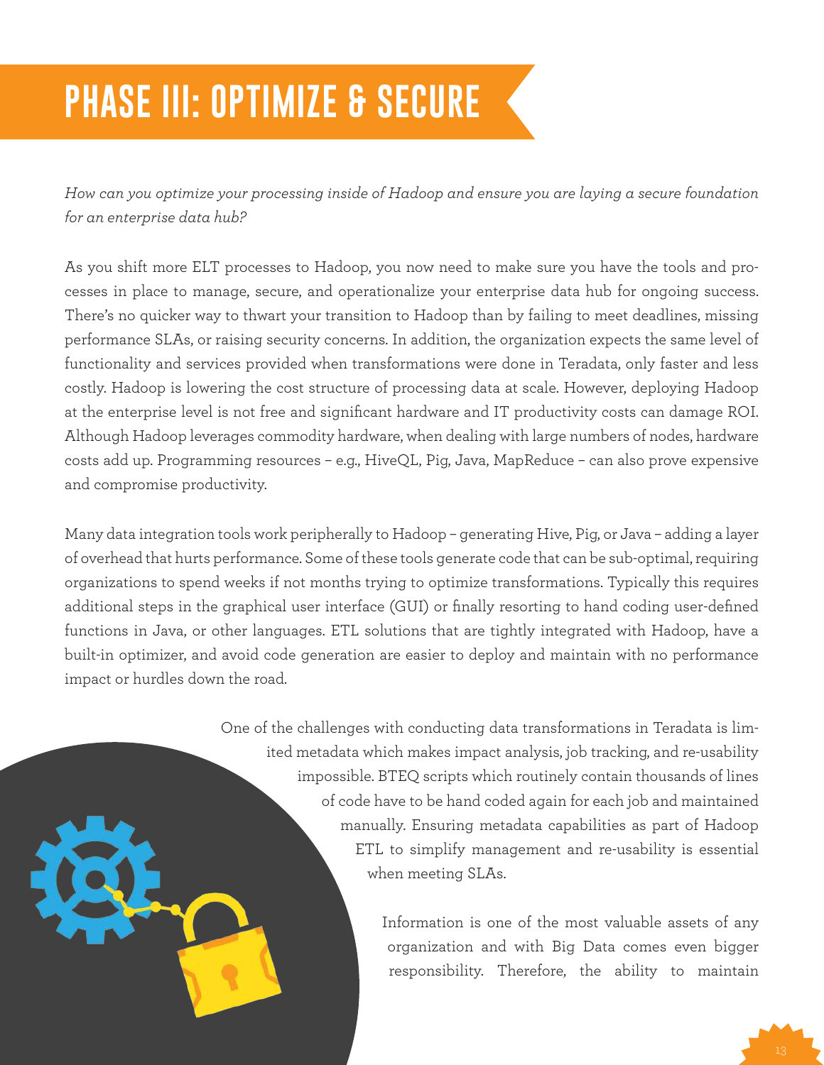# PHASE III: OPTIMIZE & SECURE

*How can you optimize your processing inside of Hadoop and ensure you are laying a secure foundation for an enterprise data hub?*

As you shift more ELT processes to Hadoop, you now need to make sure you have the tools and processes in place to manage, secure, and operationalize your enterprise data hub for ongoing success. There's no quicker way to thwart your transition to Hadoop than by failing to meet deadlines, missing performance SLAs, or raising security concerns. In addition, the organization expects the same level of functionality and services provided when transformations were done in Teradata, only faster and less costly. Hadoop is lowering the cost structure of processing data at scale. However, deploying Hadoop at the enterprise level is not free and significant hardware and IT productivity costs can damage ROI. Although Hadoop leverages commodity hardware, when dealing with large numbers of nodes, hardware costs add up. Programming resources – e.g., HiveQL, Pig, Java, MapReduce – can also prove expensive and compromise productivity.

Many data integration tools work peripherally to Hadoop – generating Hive, Pig, or Java – adding a layer of overhead that hurts performance. Some of these tools generate code that can be sub-optimal, requiring organizations to spend weeks if not months trying to optimize transformations. Typically this requires additional steps in the graphical user interface (GUI) or finally resorting to hand coding user-defined functions in Java, or other languages. ETL solutions that are tightly integrated with Hadoop, have a built-in optimizer, and avoid code generation are easier to deploy and maintain with no performance impact or hurdles down the road.

One of the challenges with conducting data transformations in Teradata is limited metadata which makes impact analysis, job tracking, and re-usability impossible. BTEQ scripts which routinely contain thousands of lines of code have to be hand coded again for each job and maintained manually. Ensuring metadata capabilities as part of Hadoop ETL to simplify management and re-usability is essential when meeting SLAs.

Information is one of the most valuable assets of any organization and with Big Data comes even bigger responsibility. Therefore, the ability to maintain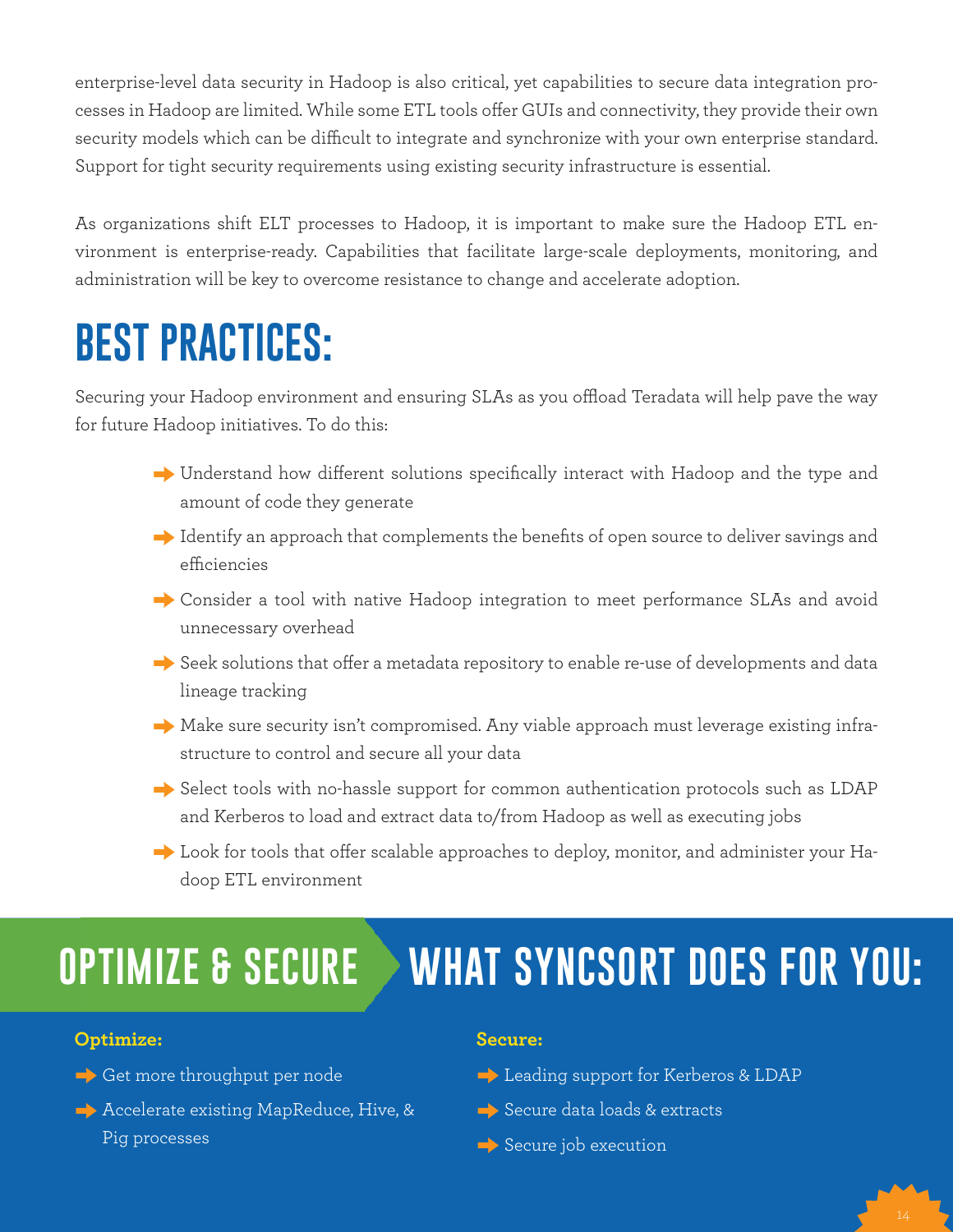enterprise-level data security in Hadoop is also critical, yet capabilities to secure data integration processes in Hadoop are limited. While some ETL tools offer GUIs and connectivity, they provide their own security models which can be difficult to integrate and synchronize with your own enterprise standard. Support for tight security requirements using existing security infrastructure is essential.

As organizations shift ELT processes to Hadoop, it is important to make sure the Hadoop ETL environment is enterprise-ready. Capabilities that facilitate large-scale deployments, monitoring, and administration will be key to overcome resistance to change and accelerate adoption.

# BEST PRACTICES:

Securing your Hadoop environment and ensuring SLAs as you offload Teradata will help pave the way for future Hadoop initiatives. To do this:

- Understand how different solutions specifically interact with Hadoop and the type and amount of code they generate
- Identify an approach that complements the benefits of open source to deliver savings and efficiencies
- Consider a tool with native Hadoop integration to meet performance SLAs and avoid unnecessary overhead
- Seek solutions that offer a metadata repository to enable re-use of developments and data lineage tracking
- Make sure security isn't compromised. Any viable approach must leverage existing infrastructure to control and secure all your data
- Select tools with no-hassle support for common authentication protocols such as LDAP and Kerberos to load and extract data to/from Hadoop as well as executing jobs
- Look for tools that offer scalable approaches to deploy, monitor, and administer your Hadoop ETL environment

# OPTIMIZE & SECURE WHAT SYNCSORT DOES FOR YOU:

**Optimize:**

- Get more throughput per node
- Accelerate existing MapReduce, Hive, & Pig processes

**Secure:**

- Leading support for Kerberos & LDAP
- Secure data loads & extracts
- Secure job execution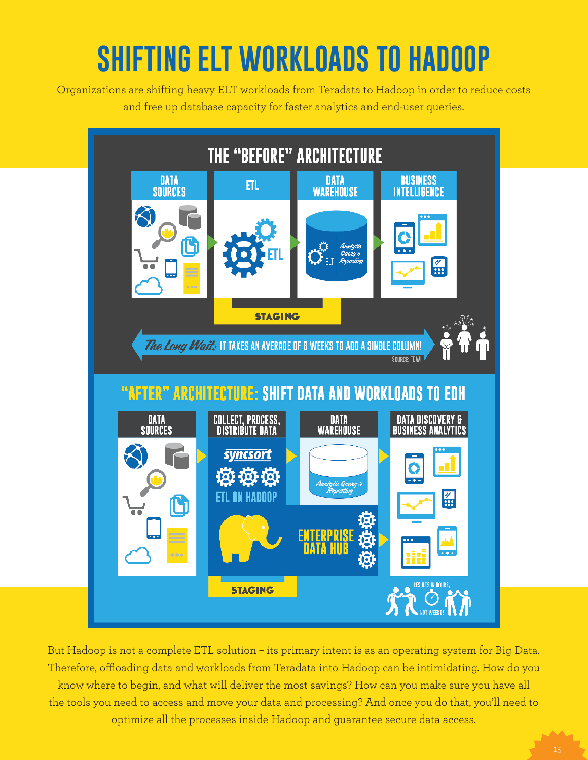# SHIFTING ELT WORKLOADS TO HADOOP

Organizations are shifting heavy ELT workloads from Teradata to Hadoop in order to reduce costs and free up database capacity for faster analytics and end-user queries.

## THE "BEFORE" ARCHITECTURE

DATA SOURCES → ETL → DATA WAREHOUSE → BUSINESS INTELLIGENCE

ETL

ELT | Analytic Query & Reporting

STAGING

*The Long Wait:* IT TAKES AN AVERAGE OF 8 WEEKS TO ADD A SINGLE COLUMN!

SOURCE: TDWI

## "AFTER" ARCHITECTURE: SHIFT DATA AND WORKLOADS TO EDH

DATA SOURCES → COLLECT, PROCESS, DISTRIBUTE DATA → DATA WAREHOUSE → DATA DISCOVERY & BUSINESS ANALYTICS

syncsort

ETL ON HADOOP

Analytic Query & Reporting

ENTERPRISE DATA HUB

STAGING

RESULTS IN HOURS, NOT WEEKS!

But Hadoop is not a complete ETL solution – its primary intent is as an operating system for Big Data. Therefore, offloading data and workloads from Teradata into Hadoop can be intimidating. How do you know where to begin, and what will deliver the most savings? How can you make sure you have all the tools you need to access and move your data and processing? And once you do that, you'll need to optimize all the processes inside Hadoop and guarantee secure data access.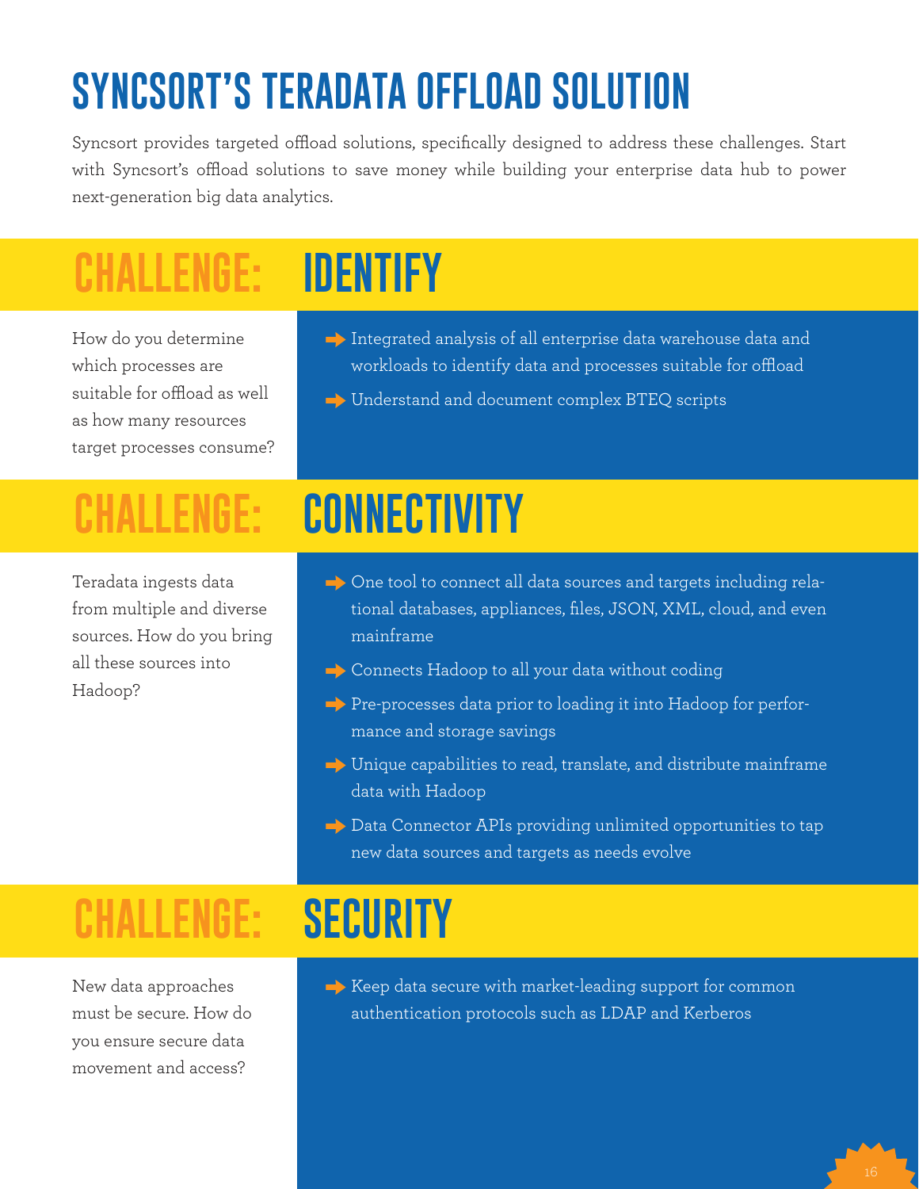# SYNCSORT'S TERADATA OFFLOAD SOLUTION

Syncsort provides targeted offload solutions, specifically designed to address these challenges. Start with Syncsort's offload solutions to save money while building your enterprise data hub to power next-generation big data analytics.

## CHALLENGE: IDENTIFY

How do you determine which processes are suitable for offload as well as how many resources target processes consume?

- Integrated analysis of all enterprise data warehouse data and workloads to identify data and processes suitable for offload
- Understand and document complex BTEQ scripts

## CHALLENGE: CONNECTIVITY

Teradata ingests data from multiple and diverse sources. How do you bring all these sources into Hadoop?

- One tool to connect all data sources and targets including relational databases, appliances, files, JSON, XML, cloud, and even mainframe
- Connects Hadoop to all your data without coding
- Pre-processes data prior to loading it into Hadoop for performance and storage savings
- Unique capabilities to read, translate, and distribute mainframe data with Hadoop
- Data Connector APIs providing unlimited opportunities to tap new data sources and targets as needs evolve

## CHALLENGE: SECURITY

New data approaches must be secure. How do you ensure secure data movement and access?

- Keep data secure with market-leading support for common authentication protocols such as LDAP and Kerberos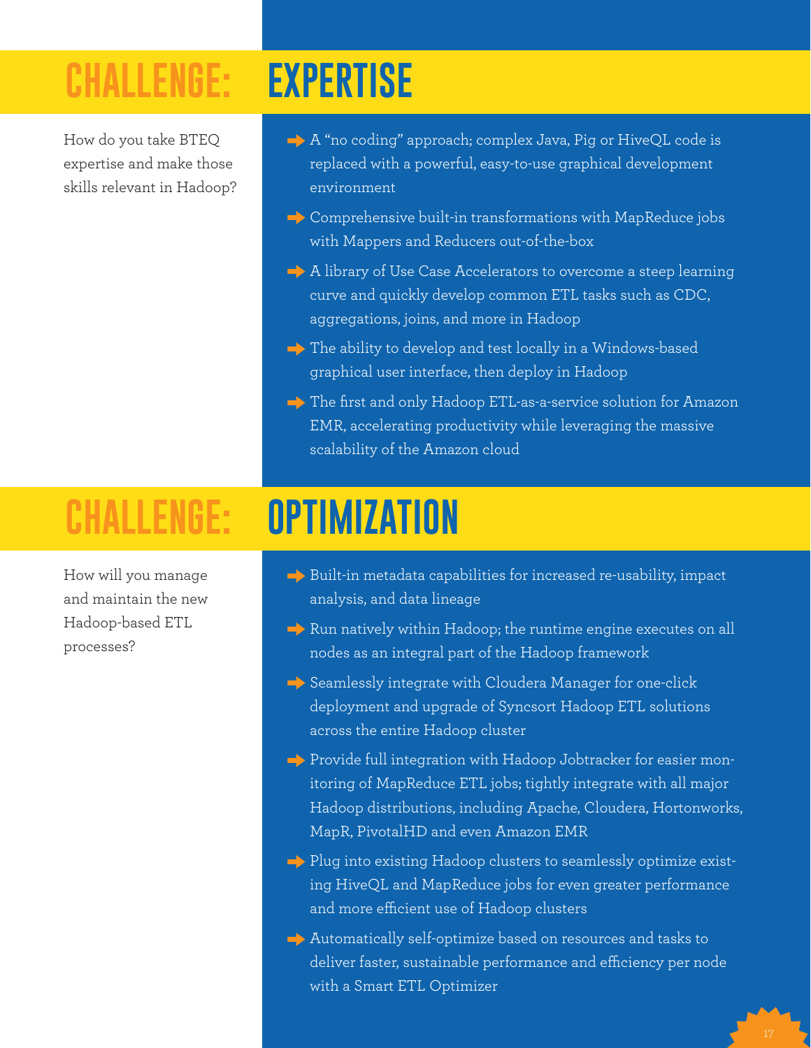## CHALLENGE: EXPERTISE

How do you take BTEQ expertise and make those skills relevant in Hadoop?

- A “no coding” approach; complex Java, Pig or HiveQL code is replaced with a powerful, easy-to-use graphical development environment
- Comprehensive built-in transformations with MapReduce jobs with Mappers and Reducers out-of-the-box
- A library of Use Case Accelerators to overcome a steep learning curve and quickly develop common ETL tasks such as CDC, aggregations, joins, and more in Hadoop
- The ability to develop and test locally in a Windows-based graphical user interface, then deploy in Hadoop
- The first and only Hadoop ETL-as-a-service solution for Amazon EMR, accelerating productivity while leveraging the massive scalability of the Amazon cloud

## CHALLENGE: OPTIMIZATION

How will you manage and maintain the new Hadoop-based ETL processes?

- Built-in metadata capabilities for increased re-usability, impact analysis, and data lineage
- Run natively within Hadoop; the runtime engine executes on all nodes as an integral part of the Hadoop framework
- Seamlessly integrate with Cloudera Manager for one-click deployment and upgrade of Syncsort Hadoop ETL solutions across the entire Hadoop cluster
- Provide full integration with Hadoop Jobtracker for easier monitoring of MapReduce ETL jobs; tightly integrate with all major Hadoop distributions, including Apache, Cloudera, Hortonworks, MapR, PivotalHD and even Amazon EMR
- Plug into existing Hadoop clusters to seamlessly optimize existing HiveQL and MapReduce jobs for even greater performance and more efficient use of Hadoop clusters
- Automatically self-optimize based on resources and tasks to deliver faster, sustainable performance and efficiency per node with a Smart ETL Optimizer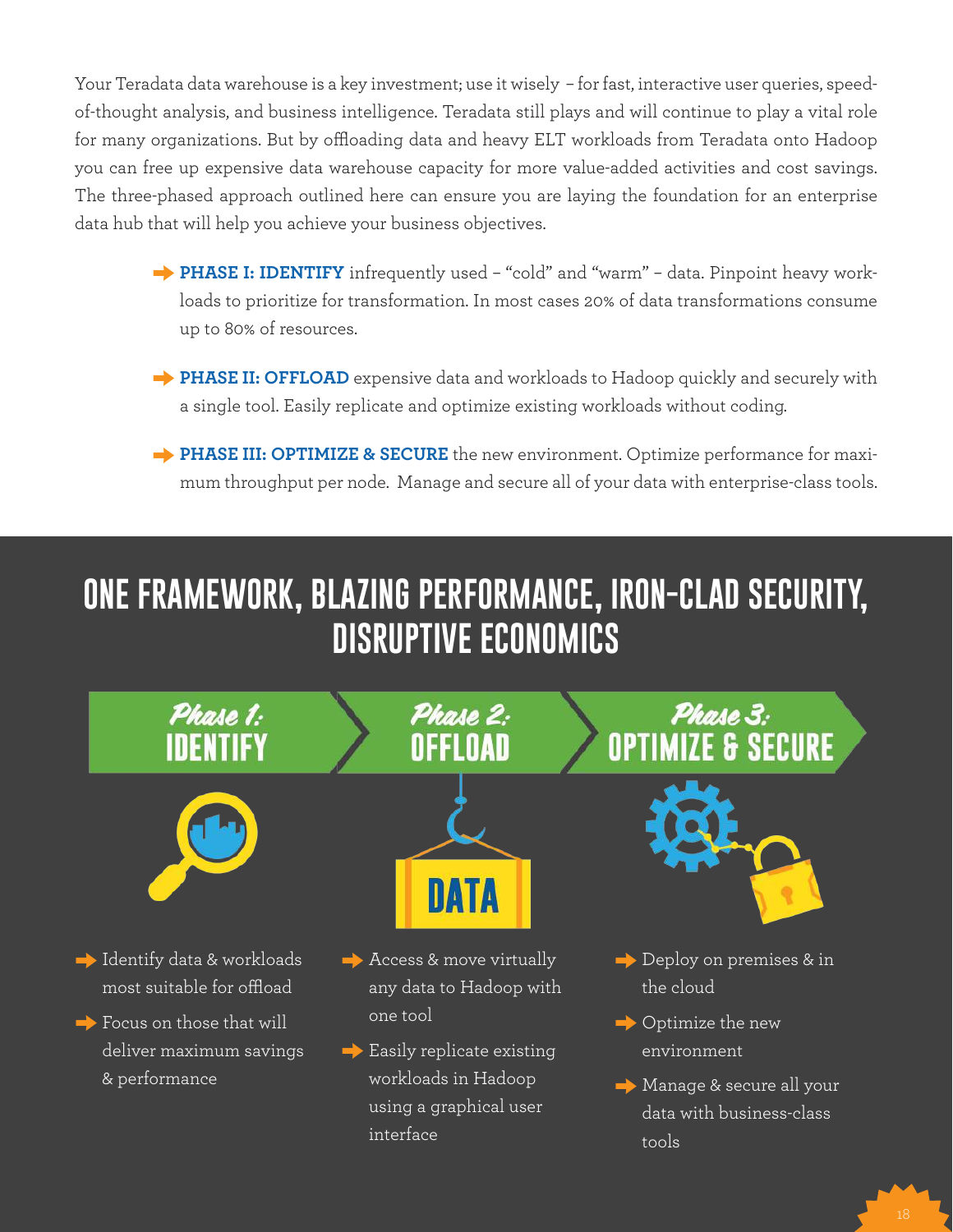Your Teradata data warehouse is a key investment; use it wisely – for fast, interactive user queries, speed-of-thought analysis, and business intelligence. Teradata still plays and will continue to play a vital role for many organizations. But by offloading data and heavy ELT workloads from Teradata onto Hadoop you can free up expensive data warehouse capacity for more value-added activities and cost savings. The three-phased approach outlined here can ensure you are laying the foundation for an enterprise data hub that will help you achieve your business objectives.

- **PHASE I: IDENTIFY** infrequently used – "cold" and "warm" – data. Pinpoint heavy workloads to prioritize for transformation. In most cases 20% of data transformations consume up to 80% of resources.
- **PHASE II: OFFLOAD** expensive data and workloads to Hadoop quickly and securely with a single tool. Easily replicate and optimize existing workloads without coding.
- **PHASE III: OPTIMIZE & SECURE** the new environment. Optimize performance for maximum throughput per node. Manage and secure all of your data with enterprise-class tools.

## ONE FRAMEWORK, BLAZING PERFORMANCE, IRON-CLAD SECURITY, DISRUPTIVE ECONOMICS

### Phase 1: IDENTIFY

- Identify data & workloads most suitable for offload
- Focus on those that will deliver maximum savings & performance

### Phase 2: OFFLOAD

DATA

- Access & move virtually any data to Hadoop with one tool
- Easily replicate existing workloads in Hadoop using a graphical user interface

### Phase 3: OPTIMIZE & SECURE

- Deploy on premises & in the cloud
- Optimize the new environment
- Manage & secure all your data with business-class tools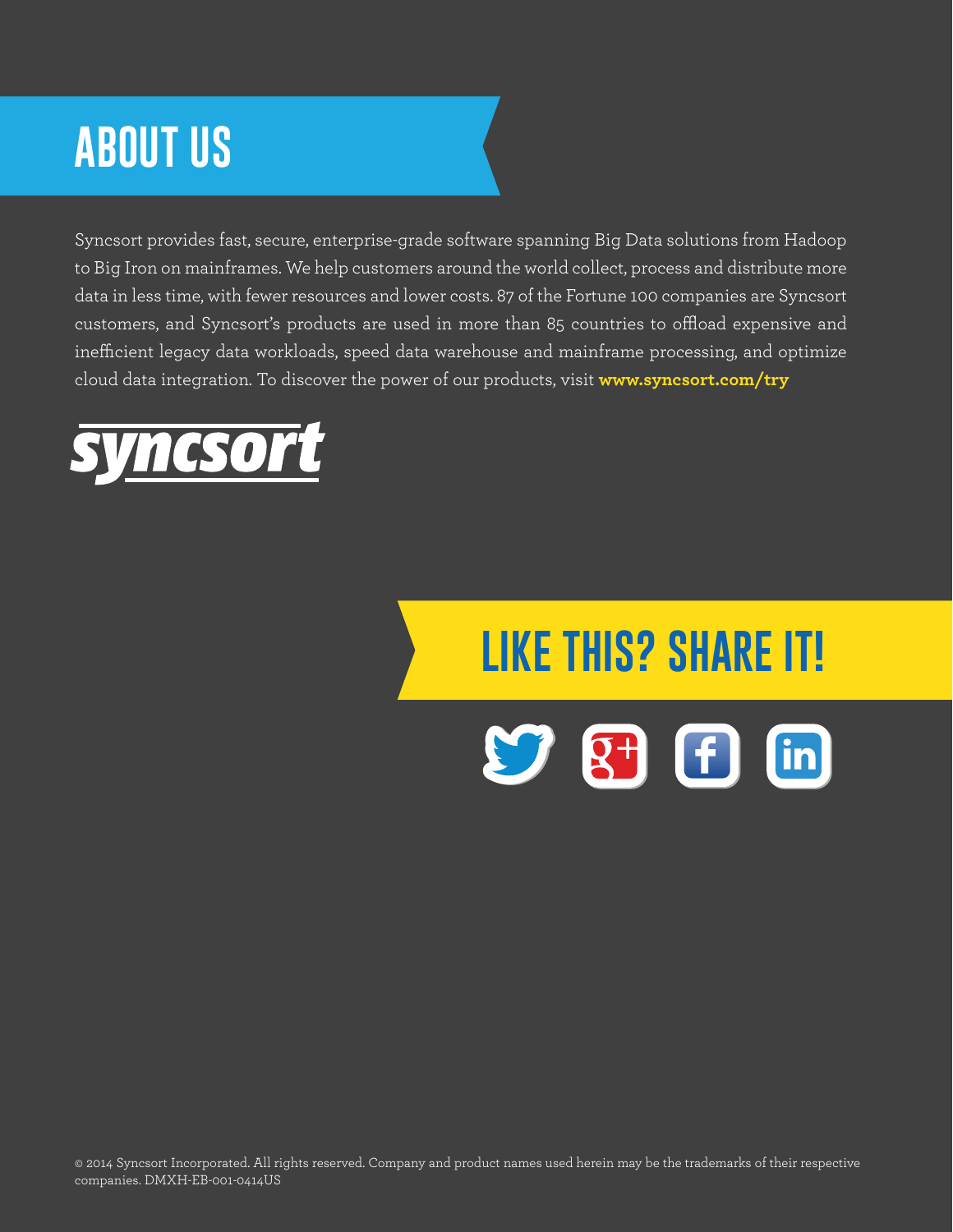# ABOUT US

Syncsort provides fast, secure, enterprise-grade software spanning Big Data solutions from Hadoop to Big Iron on mainframes. We help customers around the world collect, process and distribute more data in less time, with fewer resources and lower costs. 87 of the Fortune 100 companies are Syncsort customers, and Syncsort's products are used in more than 85 countries to offload expensive and inefficient legacy data workloads, speed data warehouse and mainframe processing, and optimize cloud data integration. To discover the power of our products, visit **www.syncsort.com/try**

syncsort

## LIKE THIS? SHARE IT!

© 2014 Syncsort Incorporated. All rights reserved. Company and product names used herein may be the trademarks of their respective companies. DMXH-EB-001-0414US